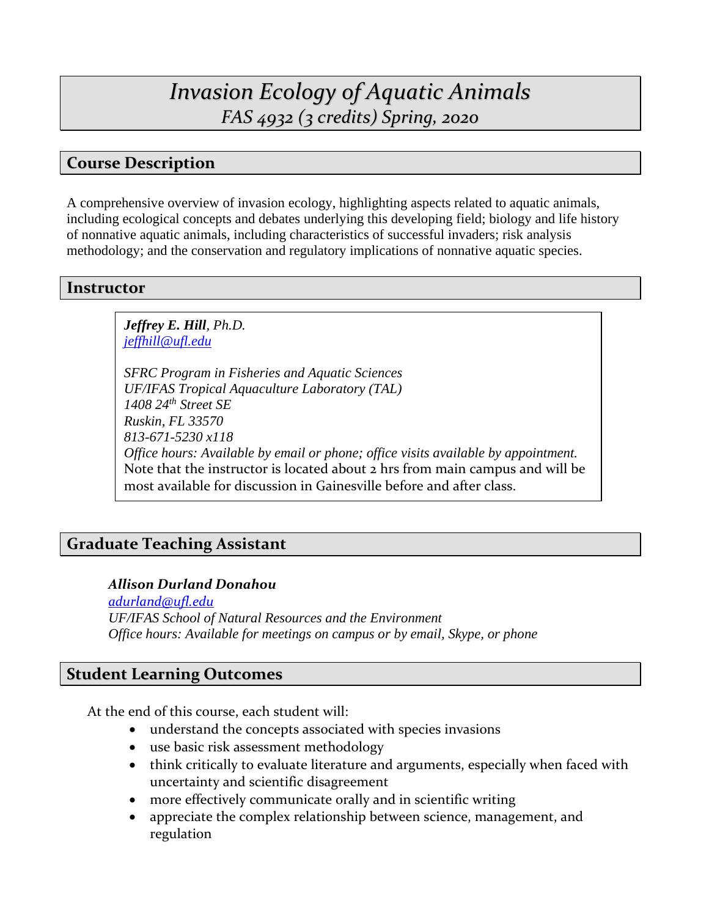# *Invasion Ecology of Aquatic Animals*

*FAS 4932 (3 credits) Spring, 2020*

## Course Description

A comprehensive overview of invasion ecology, highlighting aspects related to aquatic animals, including ecological concepts and debates underlying this developing field; biology and life history of nonnative aquatic animals, including characteristics of successful invaders; risk analysis methodology; and the conservation and regulatory implications of nonnative aquatic species.

## Instructor

***Jeffrey E. Hill**, Ph.D.*
*jeffhill@ufl.edu*

*SFRC Program in Fisheries and Aquatic Sciences*
*UF/IFAS Tropical Aquaculture Laboratory (TAL)*
*1408 24th Street SE*
*Ruskin, FL 33570*
*813-671-5230 x118*
*Office hours: Available by email or phone; office visits available by appointment.*
Note that the instructor is located about 2 hrs from main campus and will be most available for discussion in Gainesville before and after class.

## Graduate Teaching Assistant

***Allison Durland Donahou***
*adurland@ufl.edu*
*UF/IFAS School of Natural Resources and the Environment*
*Office hours: Available for meetings on campus or by email, Skype, or phone*

## Student Learning Outcomes

At the end of this course, each student will:

- understand the concepts associated with species invasions
- use basic risk assessment methodology
- think critically to evaluate literature and arguments, especially when faced with uncertainty and scientific disagreement
- more effectively communicate orally and in scientific writing
- appreciate the complex relationship between science, management, and regulation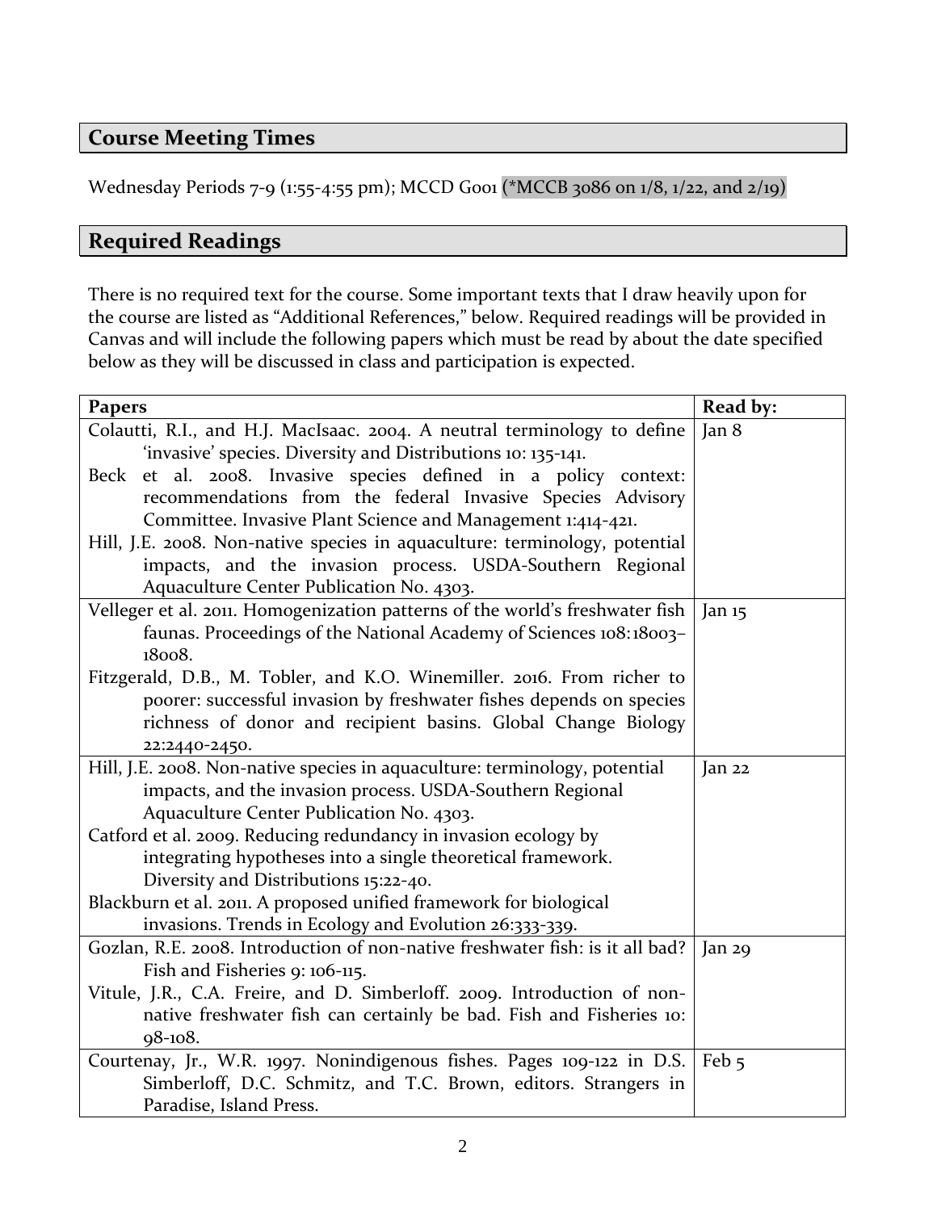## Course Meeting Times

Wednesday Periods 7-9 (1:55-4:55 pm); MCCD G001 (*MCCB 3086 on 1/8, 1/22, and 2/19)

## Required Readings

There is no required text for the course. Some important texts that I draw heavily upon for the course are listed as "Additional References," below. Required readings will be provided in Canvas and will include the following papers which must be read by about the date specified below as they will be discussed in class and participation is expected.

| Papers | Read by: |
|---|---|
| Colautti, R.I., and H.J. MacIsaac. 2004. A neutral terminology to define 'invasive' species. Diversity and Distributions 10: 135-141.<br>Beck et al. 2008. Invasive species defined in a policy context: recommendations from the federal Invasive Species Advisory Committee. Invasive Plant Science and Management 1:414-421.<br>Hill, J.E. 2008. Non-native species in aquaculture: terminology, potential impacts, and the invasion process. USDA-Southern Regional Aquaculture Center Publication No. 4303. | Jan 8 |
| Velleger et al. 2011. Homogenization patterns of the world's freshwater fish faunas. Proceedings of the National Academy of Sciences 108:18003–18008.<br>Fitzgerald, D.B., M. Tobler, and K.O. Winemiller. 2016. From richer to poorer: successful invasion by freshwater fishes depends on species richness of donor and recipient basins. Global Change Biology 22:2440-2450. | Jan 15 |
| Hill, J.E. 2008. Non-native species in aquaculture: terminology, potential impacts, and the invasion process. USDA-Southern Regional Aquaculture Center Publication No. 4303.<br>Catford et al. 2009. Reducing redundancy in invasion ecology by integrating hypotheses into a single theoretical framework. Diversity and Distributions 15:22-40.<br>Blackburn et al. 2011. A proposed unified framework for biological invasions. Trends in Ecology and Evolution 26:333-339. | Jan 22 |
| Gozlan, R.E. 2008. Introduction of non-native freshwater fish: is it all bad? Fish and Fisheries 9: 106-115.<br>Vitule, J.R., C.A. Freire, and D. Simberloff. 2009. Introduction of non-native freshwater fish can certainly be bad. Fish and Fisheries 10: 98-108. | Jan 29 |
| Courtenay, Jr., W.R. 1997. Nonindigenous fishes. Pages 109-122 in D.S. Simberloff, D.C. Schmitz, and T.C. Brown, editors. Strangers in Paradise, Island Press. | Feb 5 |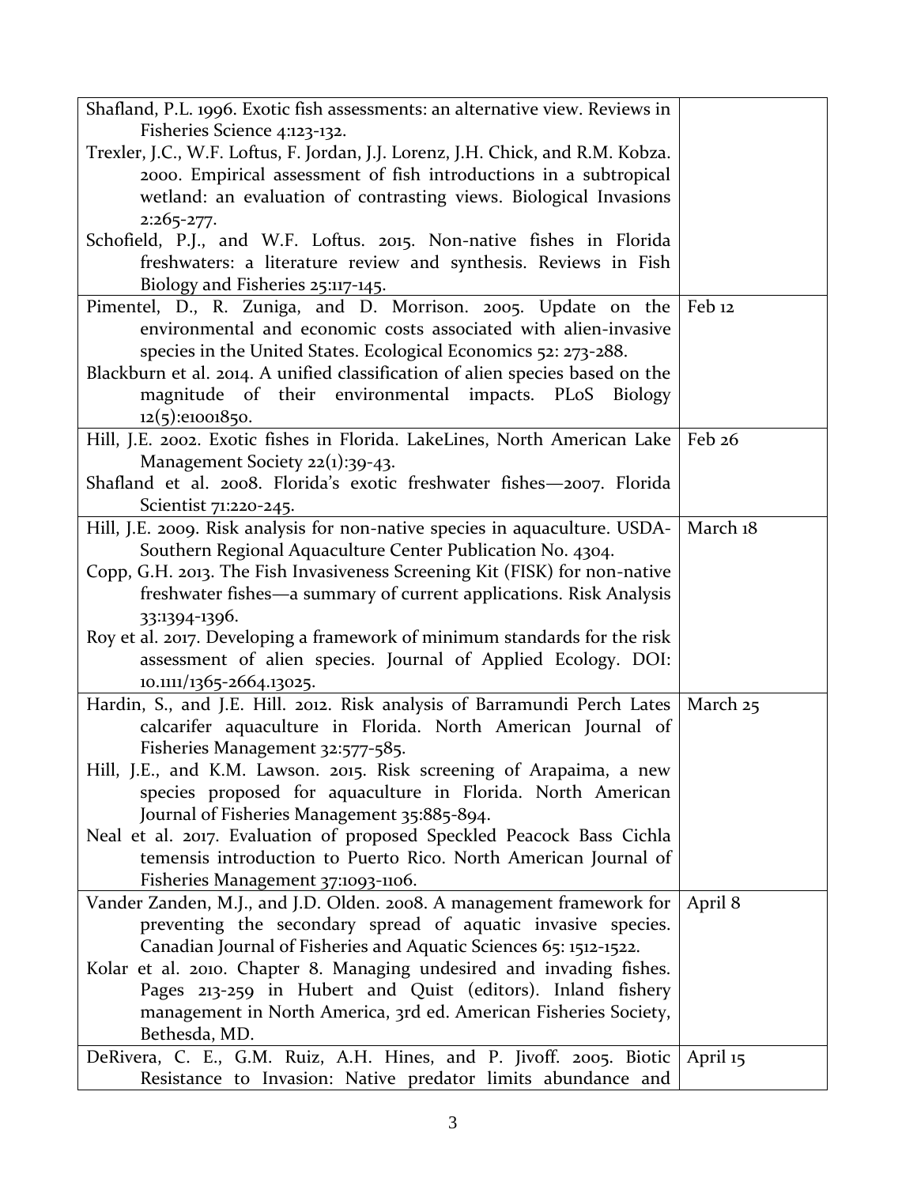| | |
|---|---|
| Shafland, P.L. 1996. Exotic fish assessments: an alternative view. Reviews in Fisheries Science 4:123-132.<br>Trexler, J.C., W.F. Loftus, F. Jordan, J.J. Lorenz, J.H. Chick, and R.M. Kobza. 2000. Empirical assessment of fish introductions in a subtropical wetland: an evaluation of contrasting views. Biological Invasions 2:265-277.<br>Schofield, P.J., and W.F. Loftus. 2015. Non-native fishes in Florida freshwaters: a literature review and synthesis. Reviews in Fish Biology and Fisheries 25:117-145. | |
| Pimentel, D., R. Zuniga, and D. Morrison. 2005. Update on the environmental and economic costs associated with alien-invasive species in the United States. Ecological Economics 52: 273-288.<br>Blackburn et al. 2014. A unified classification of alien species based on the magnitude of their environmental impacts. PLoS Biology 12(5):e1001850. | Feb 12 |
| Hill, J.E. 2002. Exotic fishes in Florida. LakeLines, North American Lake Management Society 22(1):39-43.<br>Shafland et al. 2008. Florida's exotic freshwater fishes—2007. Florida Scientist 71:220-245. | Feb 26 |
| Hill, J.E. 2009. Risk analysis for non-native species in aquaculture. USDA-Southern Regional Aquaculture Center Publication No. 4304.<br>Copp, G.H. 2013. The Fish Invasiveness Screening Kit (FISK) for non-native freshwater fishes—a summary of current applications. Risk Analysis 33:1394-1396.<br>Roy et al. 2017. Developing a framework of minimum standards for the risk assessment of alien species. Journal of Applied Ecology. DOI: 10.1111/1365-2664.13025. | March 18 |
| Hardin, S., and J.E. Hill. 2012. Risk analysis of Barramundi Perch Lates calcarifer aquaculture in Florida. North American Journal of Fisheries Management 32:577-585.<br>Hill, J.E., and K.M. Lawson. 2015. Risk screening of Arapaima, a new species proposed for aquaculture in Florida. North American Journal of Fisheries Management 35:885-894.<br>Neal et al. 2017. Evaluation of proposed Speckled Peacock Bass Cichla temensis introduction to Puerto Rico. North American Journal of Fisheries Management 37:1093-1106. | March 25 |
| Vander Zanden, M.J., and J.D. Olden. 2008. A management framework for preventing the secondary spread of aquatic invasive species. Canadian Journal of Fisheries and Aquatic Sciences 65: 1512-1522.<br>Kolar et al. 2010. Chapter 8. Managing undesired and invading fishes. Pages 213-259 in Hubert and Quist (editors). Inland fishery management in North America, 3rd ed. American Fisheries Society, Bethesda, MD. | April 8 |
| DeRivera, C. E., G.M. Ruiz, A.H. Hines, and P. Jivoff. 2005. Biotic Resistance to Invasion: Native predator limits abundance and | April 15 |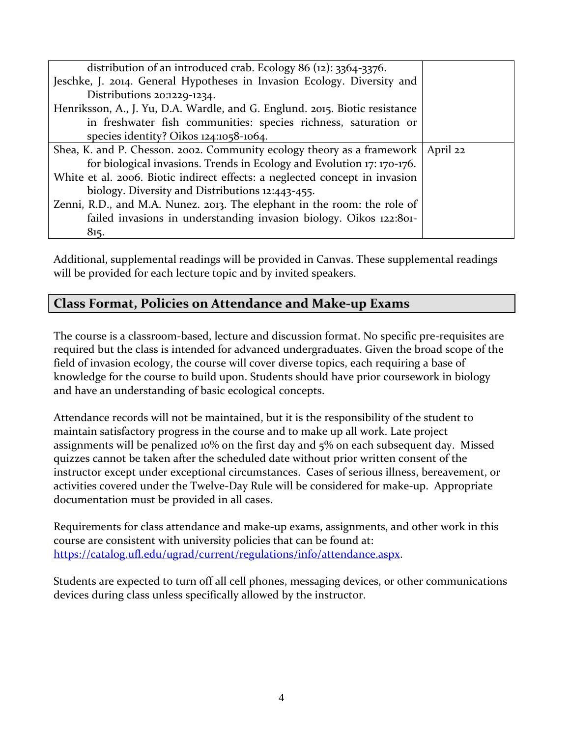| | |
|---|---|
| distribution of an introduced crab. Ecology 86 (12): 3364-3376.<br>Jeschke, J. 2014. General Hypotheses in Invasion Ecology. Diversity and Distributions 20:1229-1234.<br>Henriksson, A., J. Yu, D.A. Wardle, and G. Englund. 2015. Biotic resistance in freshwater fish communities: species richness, saturation or species identity? Oikos 124:1058-1064. | |
| Shea, K. and P. Chesson. 2002. Community ecology theory as a framework for biological invasions. Trends in Ecology and Evolution 17: 170-176.<br>White et al. 2006. Biotic indirect effects: a neglected concept in invasion biology. Diversity and Distributions 12:443-455.<br>Zenni, R.D., and M.A. Nunez. 2013. The elephant in the room: the role of failed invasions in understanding invasion biology. Oikos 122:801-815. | April 22 |

Additional, supplemental readings will be provided in Canvas. These supplemental readings will be provided for each lecture topic and by invited speakers.

## Class Format, Policies on Attendance and Make-up Exams

The course is a classroom-based, lecture and discussion format. No specific pre-requisites are required but the class is intended for advanced undergraduates. Given the broad scope of the field of invasion ecology, the course will cover diverse topics, each requiring a base of knowledge for the course to build upon. Students should have prior coursework in biology and have an understanding of basic ecological concepts.

Attendance records will not be maintained, but it is the responsibility of the student to maintain satisfactory progress in the course and to make up all work. Late project assignments will be penalized 10% on the first day and 5% on each subsequent day. Missed quizzes cannot be taken after the scheduled date without prior written consent of the instructor except under exceptional circumstances. Cases of serious illness, bereavement, or activities covered under the Twelve-Day Rule will be considered for make-up. Appropriate documentation must be provided in all cases.

Requirements for class attendance and make-up exams, assignments, and other work in this course are consistent with university policies that can be found at: https://catalog.ufl.edu/ugrad/current/regulations/info/attendance.aspx.

Students are expected to turn off all cell phones, messaging devices, or other communications devices during class unless specifically allowed by the instructor.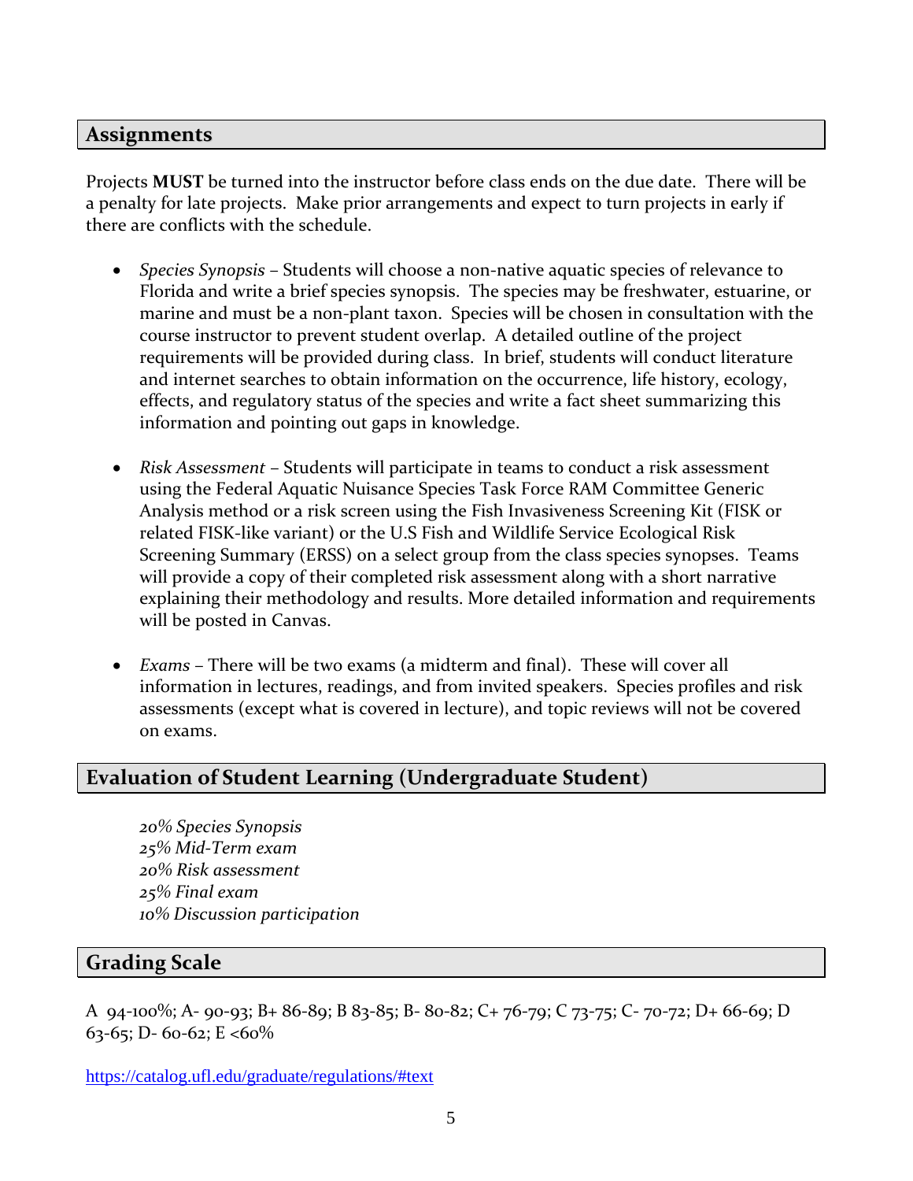## Assignments

Projects **MUST** be turned into the instructor before class ends on the due date. There will be a penalty for late projects. Make prior arrangements and expect to turn projects in early if there are conflicts with the schedule.

- *Species Synopsis* – Students will choose a non-native aquatic species of relevance to Florida and write a brief species synopsis. The species may be freshwater, estuarine, or marine and must be a non-plant taxon. Species will be chosen in consultation with the course instructor to prevent student overlap. A detailed outline of the project requirements will be provided during class. In brief, students will conduct literature and internet searches to obtain information on the occurrence, life history, ecology, effects, and regulatory status of the species and write a fact sheet summarizing this information and pointing out gaps in knowledge.

- *Risk Assessment* – Students will participate in teams to conduct a risk assessment using the Federal Aquatic Nuisance Species Task Force RAM Committee Generic Analysis method or a risk screen using the Fish Invasiveness Screening Kit (FISK or related FISK-like variant) or the U.S Fish and Wildlife Service Ecological Risk Screening Summary (ERSS) on a select group from the class species synopses. Teams will provide a copy of their completed risk assessment along with a short narrative explaining their methodology and results. More detailed information and requirements will be posted in Canvas.

- *Exams* – There will be two exams (a midterm and final). These will cover all information in lectures, readings, and from invited speakers. Species profiles and risk assessments (except what is covered in lecture), and topic reviews will not be covered on exams.

## Evaluation of Student Learning (Undergraduate Student)

*20% Species Synopsis*
*25% Mid-Term exam*
*20% Risk assessment*
*25% Final exam*
*10% Discussion participation*

## Grading Scale

A 94-100%; A- 90-93; B+ 86-89; B 83-85; B- 80-82; C+ 76-79; C 73-75; C- 70-72; D+ 66-69; D 63-65; D- 60-62; E <60%

https://catalog.ufl.edu/graduate/regulations/#text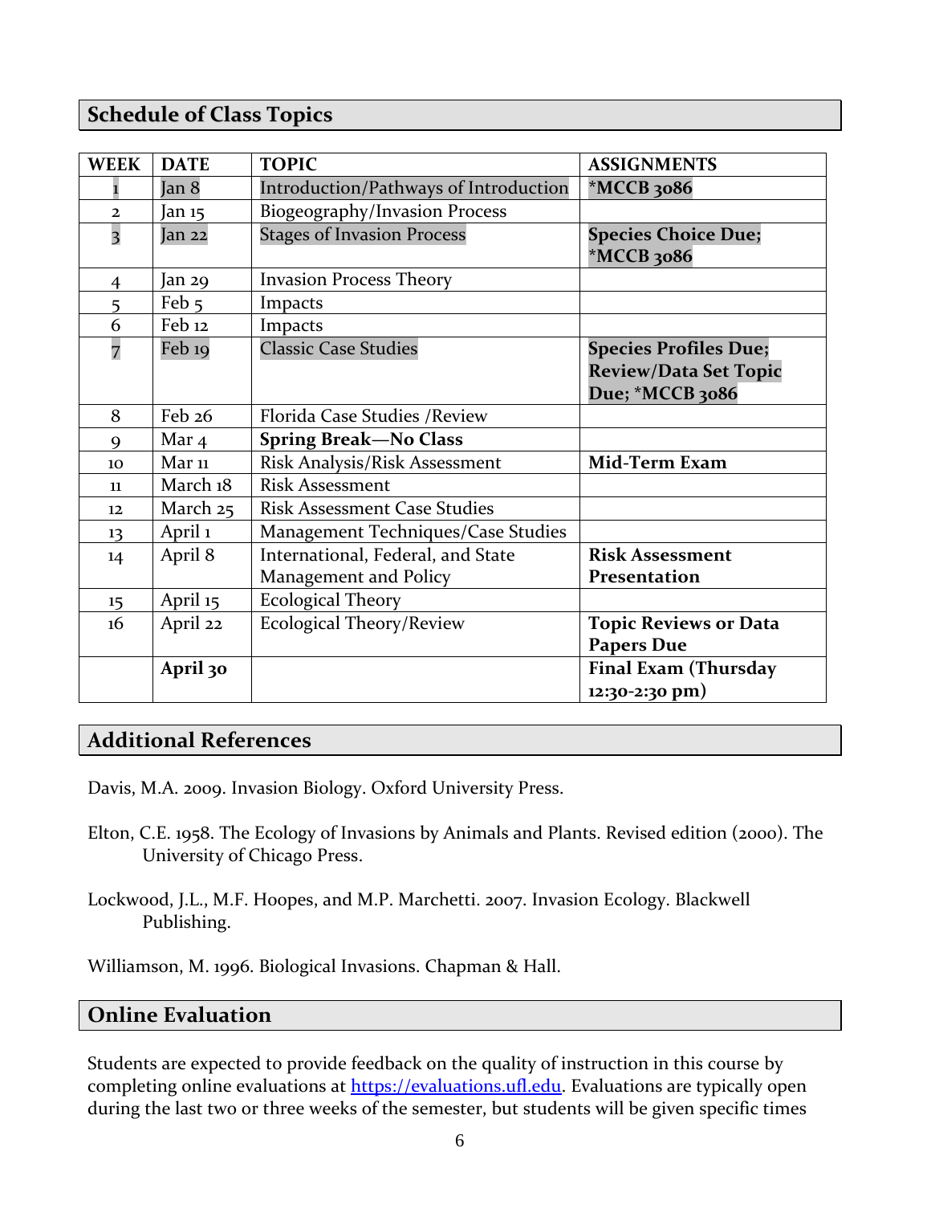## Schedule of Class Topics

| WEEK | DATE | TOPIC | ASSIGNMENTS |
|---|---|---|---|
| 1 | Jan 8 | Introduction/Pathways of Introduction | **\*MCCB 3086** |
| 2 | Jan 15 | Biogeography/Invasion Process | |
| 3 | Jan 22 | Stages of Invasion Process | **Species Choice Due; \*MCCB 3086** |
| 4 | Jan 29 | Invasion Process Theory | |
| 5 | Feb 5 | Impacts | |
| 6 | Feb 12 | Impacts | |
| 7 | Feb 19 | Classic Case Studies | **Species Profiles Due; Review/Data Set Topic Due; \*MCCB 3086** |
| 8 | Feb 26 | Florida Case Studies /Review | |
| 9 | Mar 4 | **Spring Break—No Class** | |
| 10 | Mar 11 | Risk Analysis/Risk Assessment | **Mid-Term Exam** |
| 11 | March 18 | Risk Assessment | |
| 12 | March 25 | Risk Assessment Case Studies | |
| 13 | April 1 | Management Techniques/Case Studies | |
| 14 | April 8 | International, Federal, and State Management and Policy | **Risk Assessment Presentation** |
| 15 | April 15 | Ecological Theory | |
| 16 | April 22 | Ecological Theory/Review | **Topic Reviews or Data Papers Due** |
| | **April 30** | | **Final Exam (Thursday 12:30-2:30 pm)** |

## Additional References

Davis, M.A. 2009. Invasion Biology. Oxford University Press.

Elton, C.E. 1958. The Ecology of Invasions by Animals and Plants. Revised edition (2000). The University of Chicago Press.

Lockwood, J.L., M.F. Hoopes, and M.P. Marchetti. 2007. Invasion Ecology. Blackwell Publishing.

Williamson, M. 1996. Biological Invasions. Chapman & Hall.

## Online Evaluation

Students are expected to provide feedback on the quality of instruction in this course by completing online evaluations at https://evaluations.ufl.edu. Evaluations are typically open during the last two or three weeks of the semester, but students will be given specific times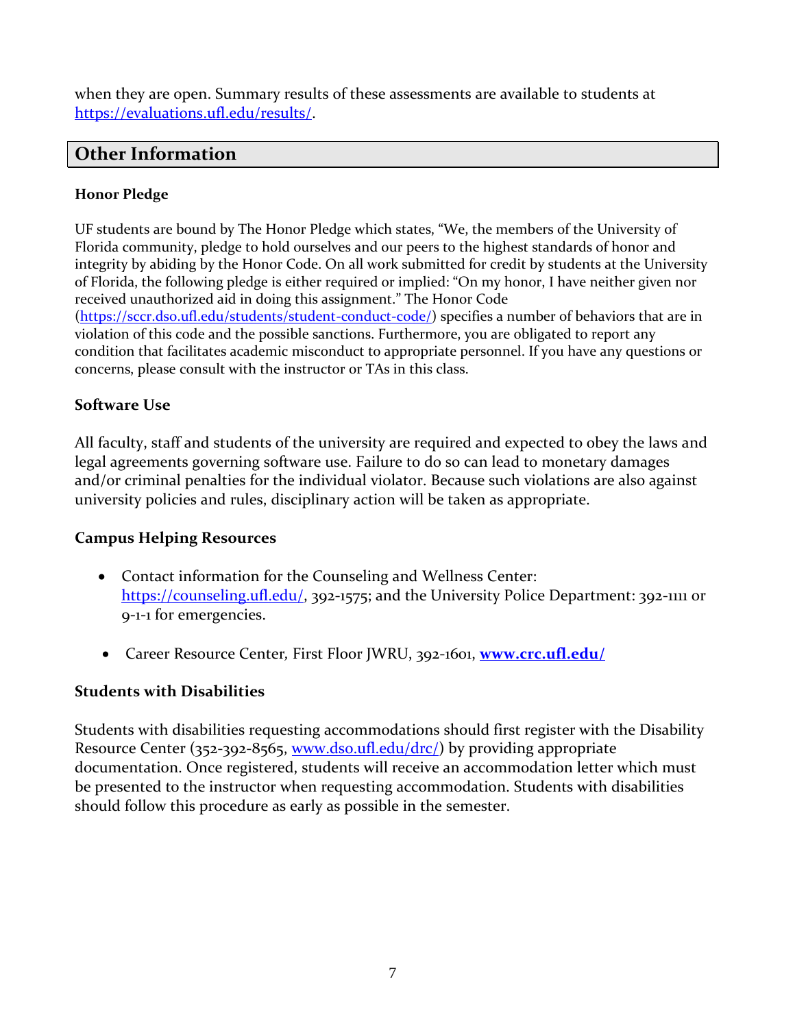when they are open. Summary results of these assessments are available to students at https://evaluations.ufl.edu/results/.

## Other Information

### Honor Pledge

UF students are bound by The Honor Pledge which states, "We, the members of the University of Florida community, pledge to hold ourselves and our peers to the highest standards of honor and integrity by abiding by the Honor Code. On all work submitted for credit by students at the University of Florida, the following pledge is either required or implied: "On my honor, I have neither given nor received unauthorized aid in doing this assignment." The Honor Code (https://sccr.dso.ufl.edu/students/student-conduct-code/) specifies a number of behaviors that are in violation of this code and the possible sanctions. Furthermore, you are obligated to report any condition that facilitates academic misconduct to appropriate personnel. If you have any questions or concerns, please consult with the instructor or TAs in this class.

### Software Use

All faculty, staff and students of the university are required and expected to obey the laws and legal agreements governing software use. Failure to do so can lead to monetary damages and/or criminal penalties for the individual violator. Because such violations are also against university policies and rules, disciplinary action will be taken as appropriate.

### Campus Helping Resources

- Contact information for the Counseling and Wellness Center: https://counseling.ufl.edu/, 392-1575; and the University Police Department: 392-1111 or 9-1-1 for emergencies.
- Career Resource Center, First Floor JWRU, 392-1601, **www.crc.ufl.edu/**

### Students with Disabilities

Students with disabilities requesting accommodations should first register with the Disability Resource Center (352-392-8565, www.dso.ufl.edu/drc/) by providing appropriate documentation. Once registered, students will receive an accommodation letter which must be presented to the instructor when requesting accommodation. Students with disabilities should follow this procedure as early as possible in the semester.